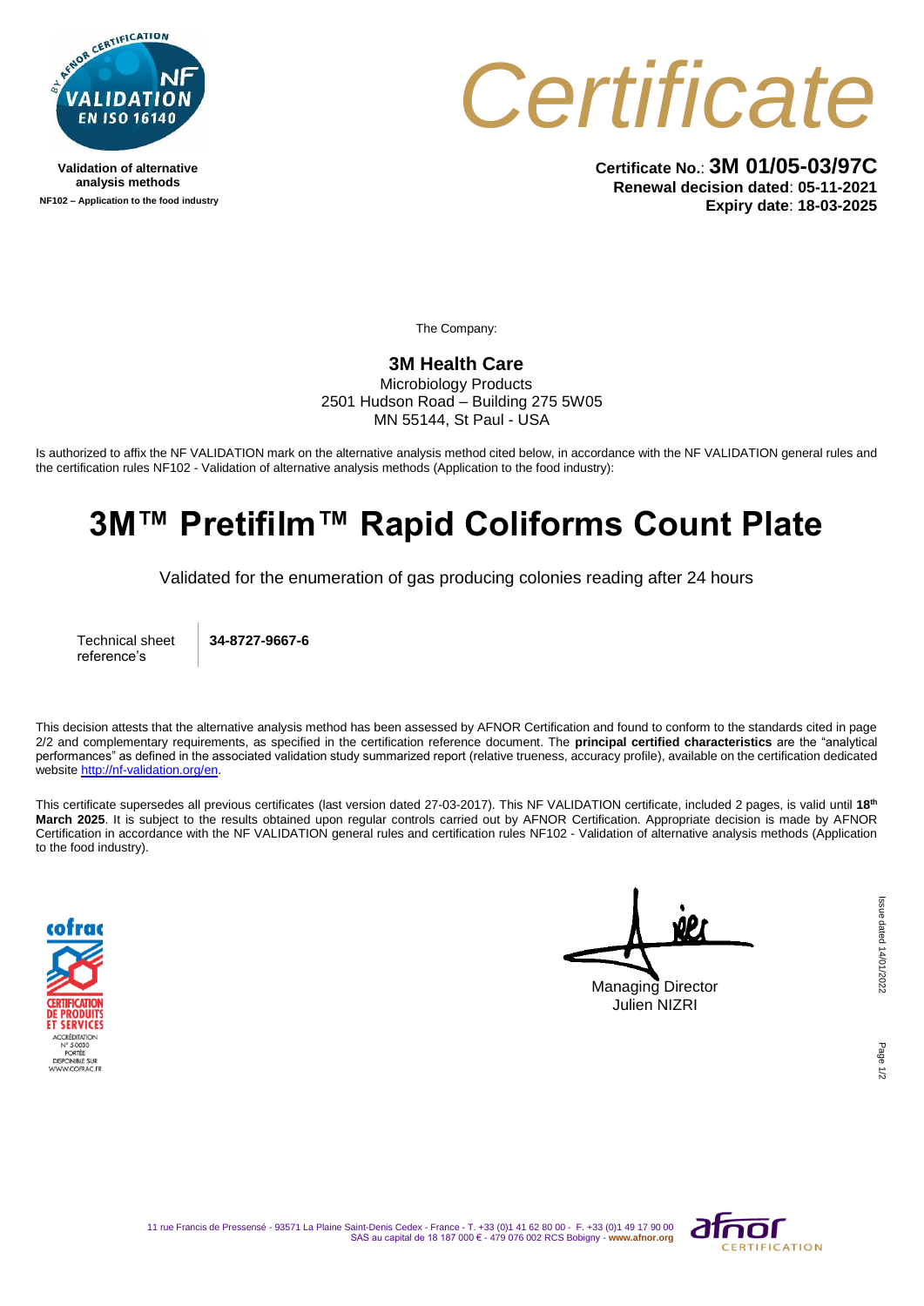Validation of alternative analysis methods

NF102 – Application to the food industry

# Certificate

**Certificate No.**: **3M 01/05-03/97C**
**Renewal decision dated**: **05-11-2021**
**Expiry date**: **18-03-2025**

The Company:

**3M Health Care**
Microbiology Products
2501 Hudson Road – Building 275 5W05
MN 55144, St Paul - USA

Is authorized to affix the NF VALIDATION mark on the alternative analysis method cited below, in accordance with the NF VALIDATION general rules and the certification rules NF102 - Validation of alternative analysis methods (Application to the food industry):

## 3M™ Pretifilm™ Rapid Coliforms Count Plate

Validated for the enumeration of gas producing colonies reading after 24 hours

| Technical sheet reference's | **34-8727-9667-6** |
|---|---|

This decision attests that the alternative analysis method has been assessed by AFNOR Certification and found to conform to the standards cited in page 2/2 and complementary requirements, as specified in the certification reference document. The **principal certified characteristics** are the "analytical performances" as defined in the associated validation study summarized report (relative trueness, accuracy profile), available on the certification dedicated website http://nf-validation.org/en.

This certificate supersedes all previous certificates (last version dated 27-03-2017). This NF VALIDATION certificate, included 2 pages, is valid until **18th March 2025**. It is subject to the results obtained upon regular controls carried out by AFNOR Certification. Appropriate decision is made by AFNOR Certification in accordance with the NF VALIDATION general rules and certification rules NF102 - Validation of alternative analysis methods (Application to the food industry).

Managing Director
Julien NIZRI

Issue dated 14/01/2022

11 rue Francis de Pressensé - 93571 La Plaine Saint-Denis Cedex - France - T. +33 (0)1 41 62 80 00 - F. +33 (0)1 49 17 90 00
SAS au capital de 18 187 000 € - 479 076 002 RCS Bobigny - **www.afnor.org**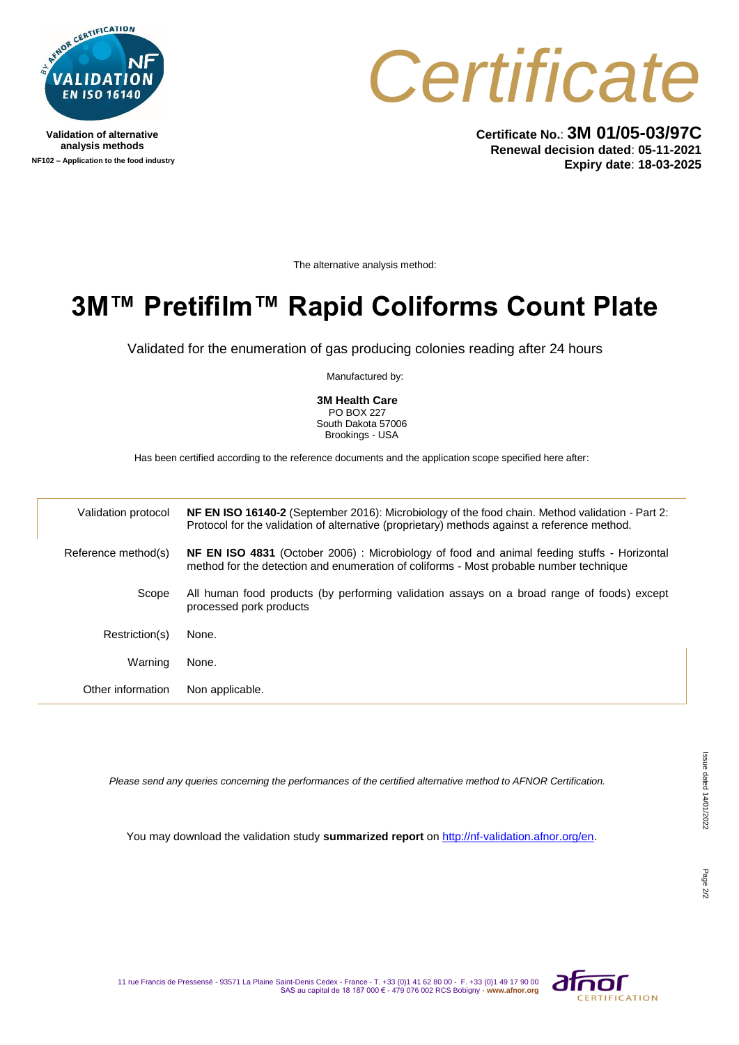Validation of alternative analysis methods

NF102 – Application to the food industry

# Certificate

**Certificate No.**: **3M 01/05-03/97C**
**Renewal decision dated**: **05-11-2021**
**Expiry date**: **18-03-2025**

The alternative analysis method:

# 3M™ Pretifilm™ Rapid Coliforms Count Plate

Validated for the enumeration of gas producing colonies reading after 24 hours

Manufactured by:

**3M Health Care**
PO BOX 227
South Dakota 57006
Brookings - USA

Has been certified according to the reference documents and the application scope specified here after:

| | |
|---|---|
| Validation protocol | **NF EN ISO 16140-2** (September 2016): Microbiology of the food chain. Method validation - Part 2: Protocol for the validation of alternative (proprietary) methods against a reference method. |
| Reference method(s) | **NF EN ISO 4831** (October 2006) : Microbiology of food and animal feeding stuffs - Horizontal method for the detection and enumeration of coliforms - Most probable number technique |
| Scope | All human food products (by performing validation assays on a broad range of foods) except processed pork products |
| Restriction(s) | None. |
| Warning | None. |
| Other information | Non applicable. |

*Please send any queries concerning the performances of the certified alternative method to AFNOR Certification.*

You may download the validation study **summarized report** on http://nf-validation.afnor.org/en.

Issue dated 14/01/2022

11 rue Francis de Pressensé - 93571 La Plaine Saint-Denis Cedex - France - T. +33 (0)1 41 62 80 00 - F. +33 (0)1 49 17 90 00
SAS au capital de 18 187 000 € - 479 076 002 RCS Bobigny - **www.afnor.org**